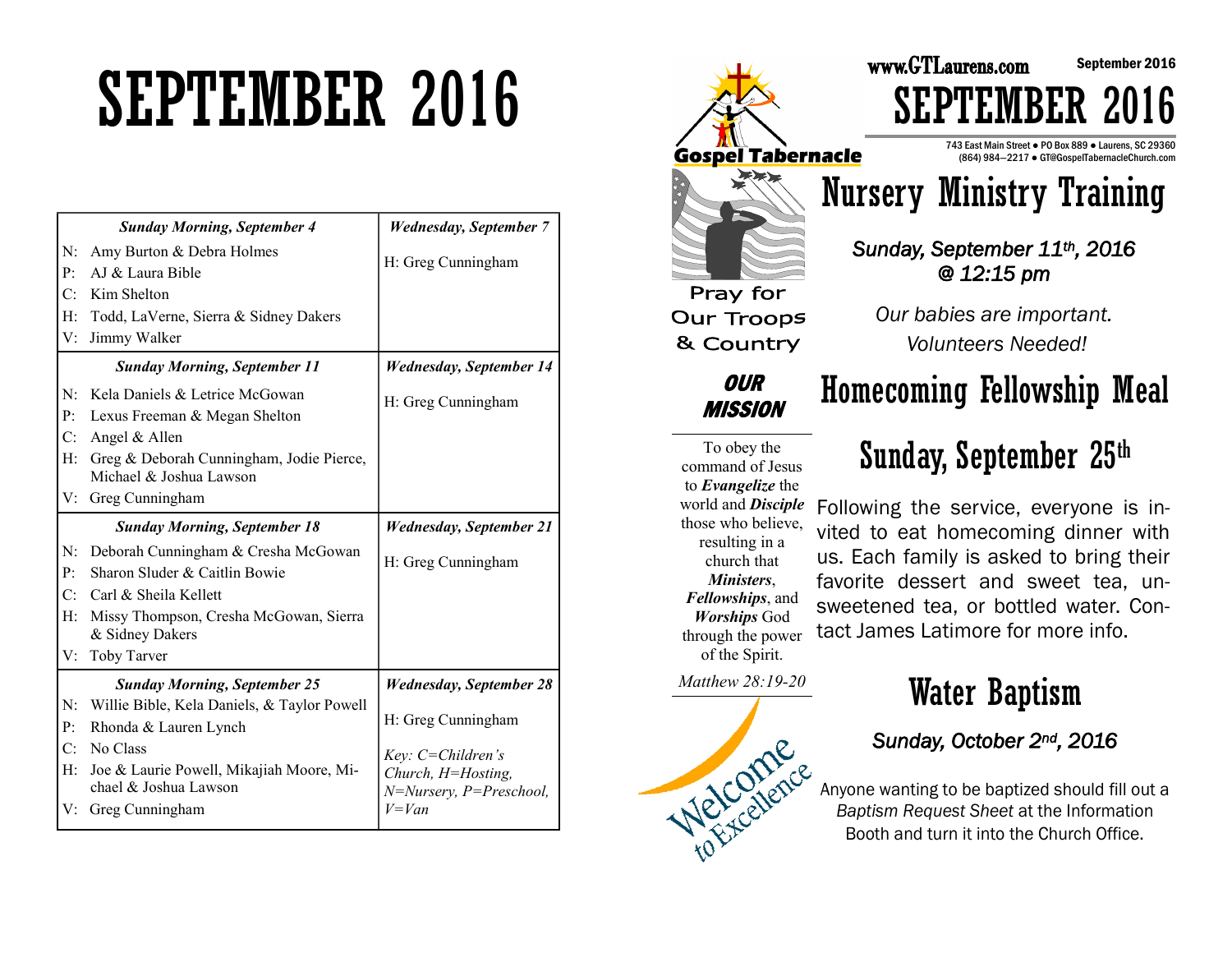# SEPTEMBER 2016

| Sunday Morning, September 4 | Wednesday, September 7 |
|---|---|
| N: Amy Burton & Debra Holmes<br>P: AJ & Laura Bible<br>C: Kim Shelton<br>H: Todd, LaVerne, Sierra & Sidney Dakers<br>V: Jimmy Walker | H: Greg Cunningham |
| ***Sunday Morning, September 11*** | ***Wednesday, September 14*** |
| N: Kela Daniels & Letrice McGowan<br>P: Lexus Freeman & Megan Shelton<br>C: Angel & Allen<br>H: Greg & Deborah Cunningham, Jodie Pierce, Michael & Joshua Lawson<br>V: Greg Cunningham | H: Greg Cunningham |
| ***Sunday Morning, September 18*** | ***Wednesday, September 21*** |
| N: Deborah Cunningham & Cresha McGowan<br>P: Sharon Sluder & Caitlin Bowie<br>C: Carl & Sheila Kellett<br>H: Missy Thompson, Cresha McGowan, Sierra & Sidney Dakers<br>V: Toby Tarver | H: Greg Cunningham |
| ***Sunday Morning, September 25*** | ***Wednesday, September 28*** |
| N: Willie Bible, Kela Daniels, & Taylor Powell<br>P: Rhonda & Lauren Lynch<br>C: No Class<br>H: Joe & Laurie Powell, Mikajiah Moore, Michael & Joshua Lawson<br>V: Greg Cunningham | H: Greg Cunningham<br><br>*Key: C=Children's Church, H=Hosting, N=Nursery, P=Preschool, V=Van* |

**Gospel Tabernacle**

www.GTLaurens.com September 2016

# SEPTEMBER 2016

743 East Main Street ● PO Box 889 ● Laurens, SC 29360
(864) 984—2217 ● GT@GospelTabernacleChurch.com

Pray for Our Troops & Country

## *OUR MISSION*

To obey the command of Jesus to ***Evangelize*** the world and ***Disciple*** those who believe, resulting in a church that ***Ministers***, ***Fellowships***, and ***Worships*** God through the power of the Spirit.

*Matthew 28:19-20*

Welcome to Excellence

## Nursery Ministry Training

*Sunday, September 11th, 2016 @ 12:15 pm*

*Our babies are important. Volunteers Needed!*

## Homecoming Fellowship Meal

## Sunday, September 25th

Following the service, everyone is invited to eat homecoming dinner with us. Each family is asked to bring their favorite dessert and sweet tea, unsweetened tea, or bottled water. Contact James Latimore for more info.

## Water Baptism

*Sunday, October 2nd, 2016*

Anyone wanting to be baptized should fill out a *Baptism Request Sheet* at the Information Booth and turn it into the Church Office.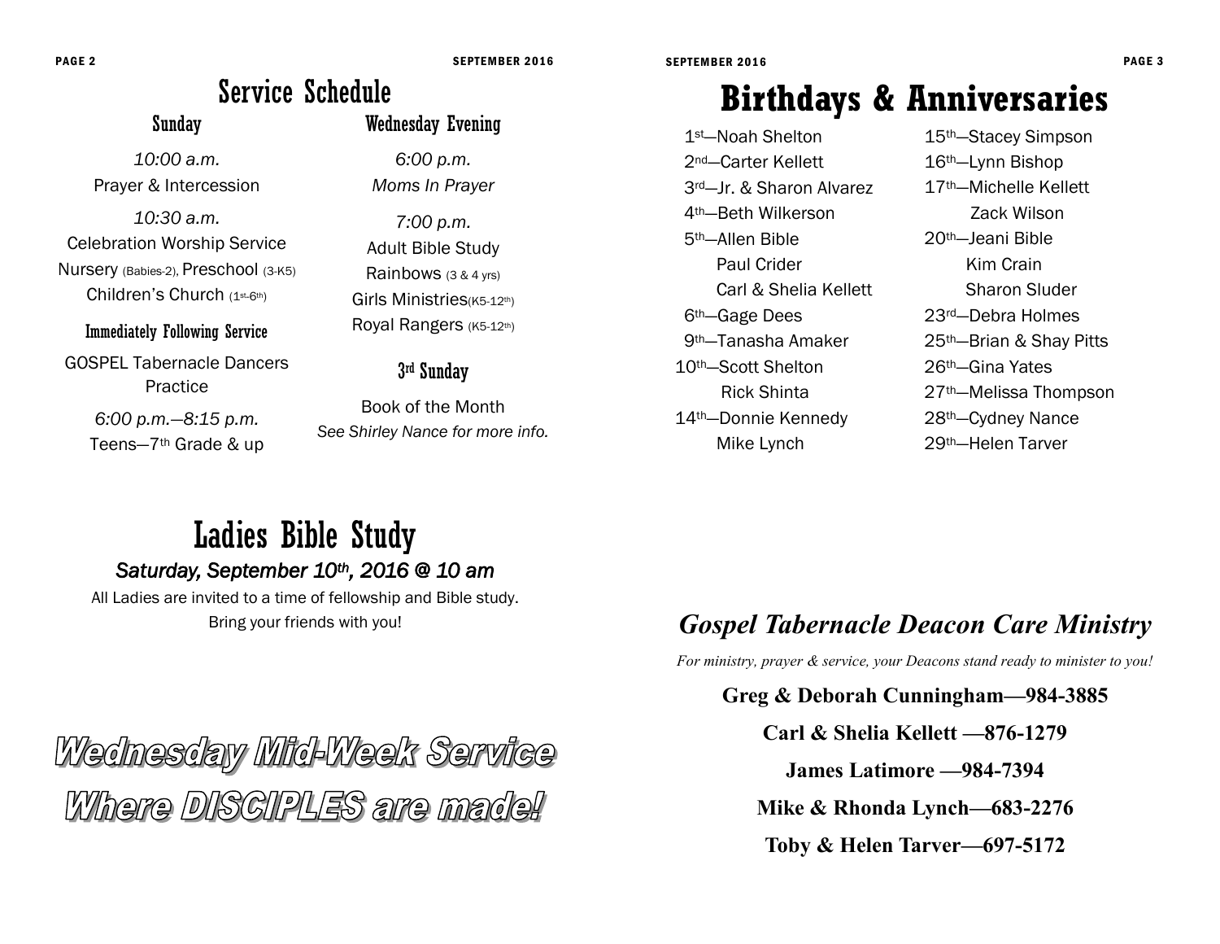# Service Schedule

## Sunday

*10:00 a.m.*

Prayer & Intercession

*10:30 a.m.*

Celebration Worship Service

Nursery (Babies-2), Preschool (3-K5)

Children's Church (1st-6th)

### Immediately Following Service

GOSPEL Tabernacle Dancers Practice

*6:00 p.m.—8:15 p.m.*

Teens—7th Grade & up

## Wednesday Evening

*6:00 p.m.*

*Moms In Prayer*

*7:00 p.m.*

Adult Bible Study

Rainbows (3 & 4 yrs)

Girls Ministries(K5-12th)

Royal Rangers (K5-12th)

### 3rd Sunday

Book of the Month

*See Shirley Nance for more info.*

# Ladies Bible Study

*Saturday, September 10th, 2016 @ 10 am*

All Ladies are invited to a time of fellowship and Bible study.

Bring your friends with you!

**Wednesday Mid-Week Service**

**Where DISCIPLES are made!**

# Birthdays & Anniversaries

1st—Noah Shelton
2nd—Carter Kellett
3rd—Jr. & Sharon Alvarez
4th—Beth Wilkerson
5th—Allen Bible
Paul Crider
Carl & Shelia Kellett
6th—Gage Dees
9th—Tanasha Amaker
10th—Scott Shelton
Rick Shinta
14th—Donnie Kennedy
Mike Lynch
15th—Stacey Simpson
16th—Lynn Bishop
17th—Michelle Kellett
Zack Wilson
20th—Jeani Bible
Kim Crain
Sharon Sluder
23rd—Debra Holmes
25th—Brian & Shay Pitts
26th—Gina Yates
27th—Melissa Thompson
28th—Cydney Nance
29th—Helen Tarver

## *Gospel Tabernacle Deacon Care Ministry*

*For ministry, prayer & service, your Deacons stand ready to minister to you!*

**Greg & Deborah Cunningham—984-3885**

**Carl & Shelia Kellett —876-1279**

**James Latimore —984-7394**

**Mike & Rhonda Lynch—683-2276**

**Toby & Helen Tarver—697-5172**